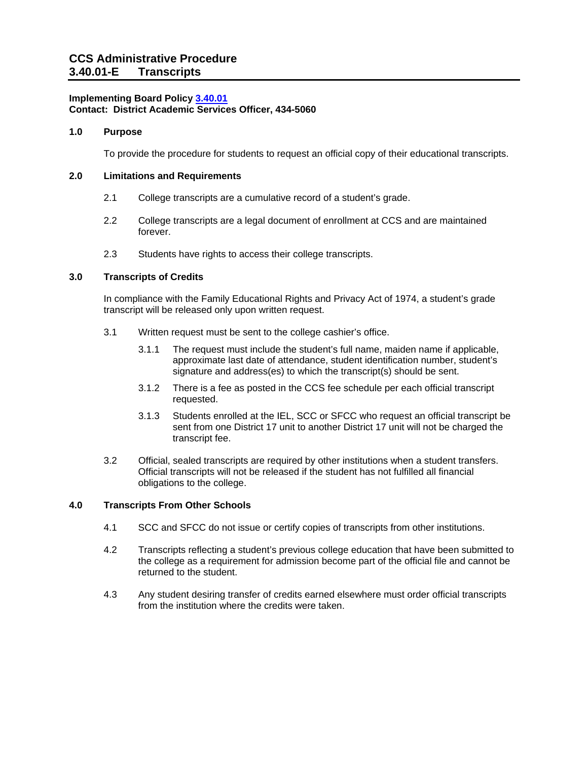# CCS Administrative Procedure
# 3.40.01-E Transcripts

**Implementing Board Policy 3.40.01**
**Contact: District Academic Services Officer, 434-5060**

## 1.0 Purpose

To provide the procedure for students to request an official copy of their educational transcripts.

## 2.0 Limitations and Requirements

2.1 College transcripts are a cumulative record of a student's grade.

2.2 College transcripts are a legal document of enrollment at CCS and are maintained forever.

2.3 Students have rights to access their college transcripts.

## 3.0 Transcripts of Credits

In compliance with the Family Educational Rights and Privacy Act of 1974, a student's grade transcript will be released only upon written request.

3.1 Written request must be sent to the college cashier's office.

3.1.1 The request must include the student's full name, maiden name if applicable, approximate last date of attendance, student identification number, student's signature and address(es) to which the transcript(s) should be sent.

3.1.2 There is a fee as posted in the CCS fee schedule per each official transcript requested.

3.1.3 Students enrolled at the IEL, SCC or SFCC who request an official transcript be sent from one District 17 unit to another District 17 unit will not be charged the transcript fee.

3.2 Official, sealed transcripts are required by other institutions when a student transfers. Official transcripts will not be released if the student has not fulfilled all financial obligations to the college.

## 4.0 Transcripts From Other Schools

4.1 SCC and SFCC do not issue or certify copies of transcripts from other institutions.

4.2 Transcripts reflecting a student's previous college education that have been submitted to the college as a requirement for admission become part of the official file and cannot be returned to the student.

4.3 Any student desiring transfer of credits earned elsewhere must order official transcripts from the institution where the credits were taken.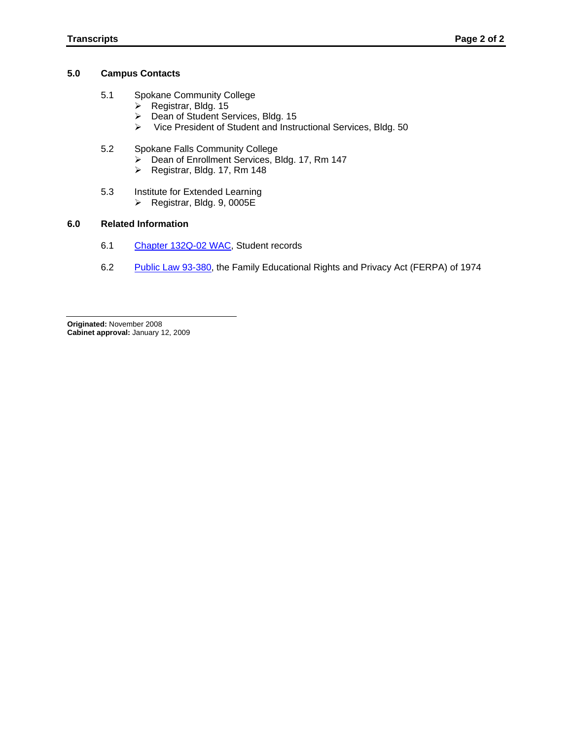## 5.0 Campus Contacts

5.1 Spokane Community College

- Registrar, Bldg. 15
- Dean of Student Services, Bldg. 15
- Vice President of Student and Instructional Services, Bldg. 50

5.2 Spokane Falls Community College

- Dean of Enrollment Services, Bldg. 17, Rm 147
- Registrar, Bldg. 17, Rm 148

5.3 Institute for Extended Learning

- Registrar, Bldg. 9, 0005E

## 6.0 Related Information

6.1 Chapter 132Q-02 WAC, Student records

6.2 Public Law 93-380, the Family Educational Rights and Privacy Act (FERPA) of 1974

---

**Originated:** November 2008
**Cabinet approval:** January 12, 2009